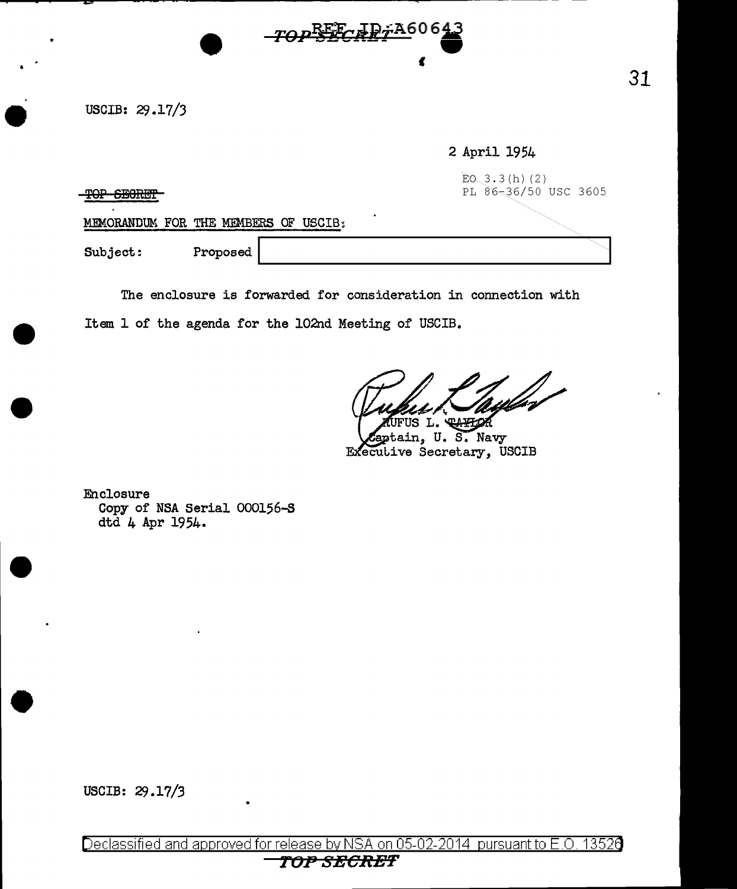TOP SECRET

USCIB: 29.17/3

2 April 1954

EO 3.3(h)(2)
PL 86-36/50 USC 3605

~~TOP SECRET~~

MEMORANDUM FOR THE MEMBERS OF USCIB:

Subject: Proposed [REDACTED]

The enclosure is forwarded for consideration in connection with Item 1 of the agenda for the 102nd Meeting of USCIB.

RUFUS L. TAYLOR
Captain, U. S. Navy
Executive Secretary, USCIB

Enclosure
Copy of NSA Serial 000156-S
dtd 4 Apr 1954.

USCIB: 29.17/3

Declassified and approved for release by NSA on 05-02-2014 pursuant to E.O. 13526

TOP SECRET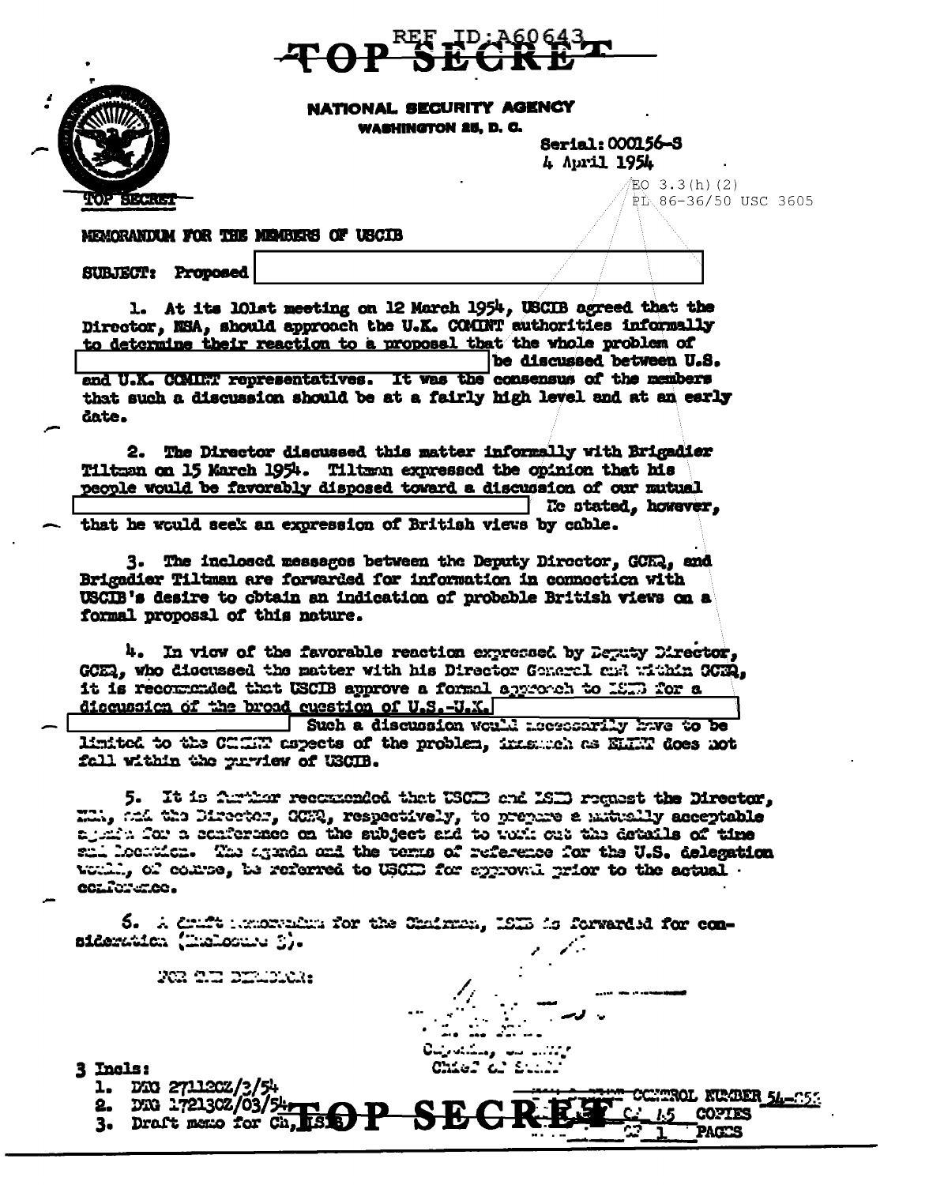REF ID:A60643

TOP SECRET

NATIONAL SECURITY AGENCY
WASHINGTON 25, D. C.

Serial: 000156-S
4 April 1954

TOP SECRET

EO 3.3(h)(2)
PL 86-36/50 USC 3605

MEMORANDUM FOR THE MEMBERS OF USCIB

SUBJECT: Proposed [redacted]

1. At its 101st meeting on 12 March 1954, USCIB agreed that the Director, NSA, should approach the U.K. COMINT authorities informally to determine their reaction to a proposal that the whole problem of [redacted] be discussed between U.S. and U.K. COMINT representatives. It was the consensus of the members that such a discussion should be at a fairly high level and at an early date.

2. The Director discussed this matter informally with Brigadier Tiltman on 15 March 1954. Tiltman expressed the opinion that his people would be favorably disposed toward a discussion of our mutual [redacted] He stated, however, that he would seek an expression of British views by cable.

3. The inclosed messages between the Deputy Director, GCHQ, and Brigadier Tiltman are forwarded for information in connection with USCIB's desire to obtain an indication of probable British views on a formal proposal of this nature.

4. In view of the favorable reaction expressed by Deputy Director, GCHQ, who discussed the matter with his Director General and within GCHQ, it is recommended that USCIB approve a formal approach to LSIB for a discussion of the broad question of U.S.-U.K. [redacted] Such a discussion would necessarily have to be limited to the COMINT aspects of the problem, inasmuch as ELINT does not fall within the purview of USCIB.

5. It is further recommended that USCIB and LSIB request the Director, NSA, and the Director, GCHQ, respectively, to prepare a mutually acceptable agenda for a conference on the subject and to work out the details of time and location. The agenda and the terms of reference for the U.S. delegation would, of course, be referred to USCIB for approval prior to the actual conference.

6. A draft memorandum for the Chairman, LSIB is forwarded for consideration (Inclosure 3).

FOR THE DIRECTOR:

[signature]
Captain, US Navy
Chief of Staff

3 Incls:
1. DTG 271120Z/3/54
2. DTG 172130Z/03/54
3. Draft memo for Ch, LSIB

CONTROL NUMBER 54-553
Cy 15 COPIES
OF 1 PAGES

TOP SECRET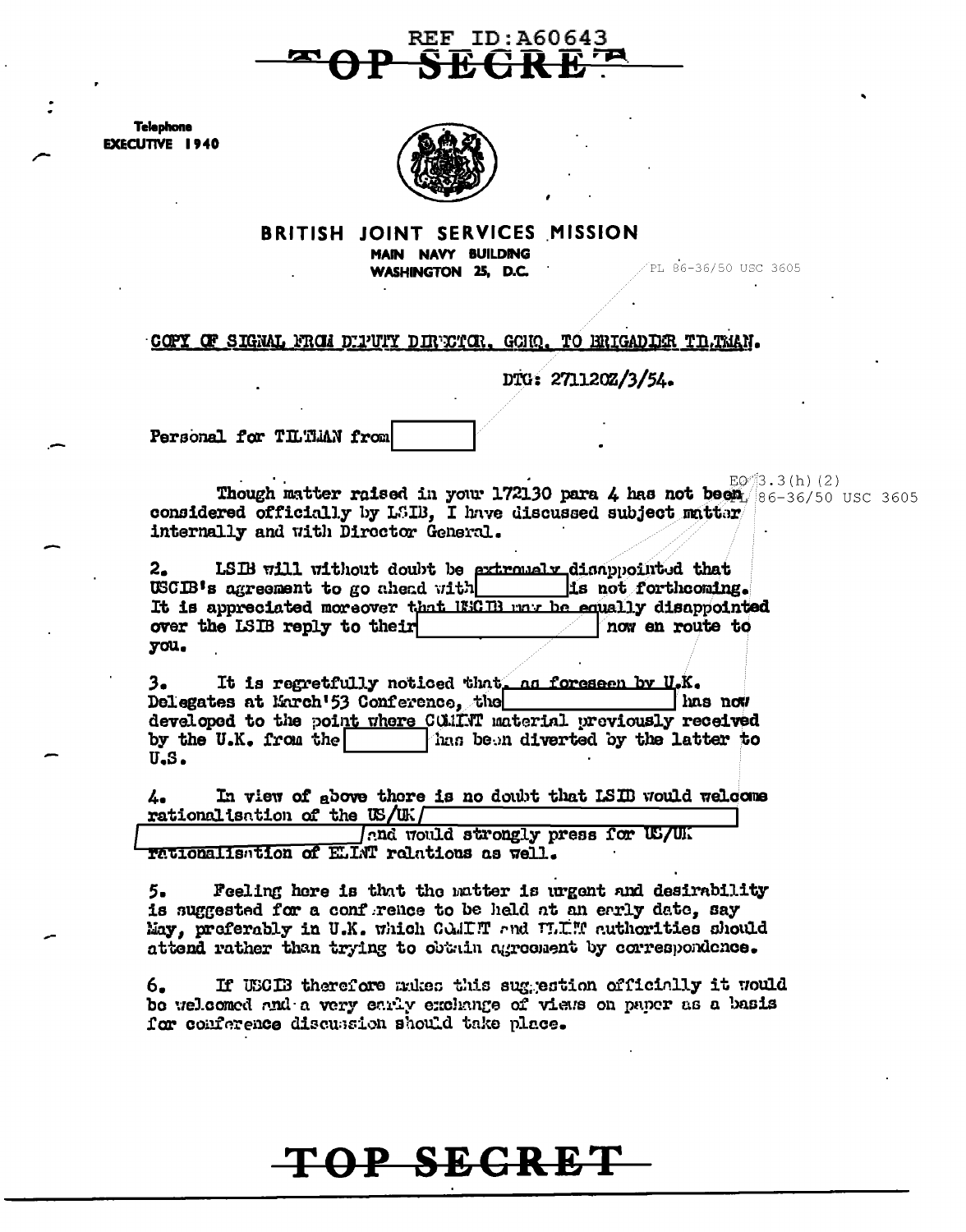REF ID:A60643

TOP SECRET

Telephone
EXECUTIVE 1940

BRITISH JOINT SERVICES MISSION
MAIN NAVY BUILDING
WASHINGTON 25, D.C.

PL 86-36/50 USC 3605

COPY OF SIGNAL FROM DEPUTY DIRECTOR, GCHQ. TO BRIGADIER TILTMAN.

DTG: 271120Z/3/54.

Personal for TILTMAN from [ ]

EO 3.3(h)(2)
PL 86-36/50 USC 3605

Though matter raised in your 172130 para 4 has not been considered officially by LSIB, I have discussed subject matter internally and with Director General.

2. LSIB will without doubt be extremely disappointed that USCIB's agreement to go ahead with [ ] is not forthcoming. It is appreciated moreover that USCIB may be equally disappointed over the LSIB reply to their [ ] now en route to you.

3. It is regretfully noticed that, as foreseen by U.K. Delegates at March '53 Conference, the [ ] has now developed to the point where COMINT material previously received by the U.K. from the [ ] has been diverted by the latter to U.S.

4. In view of above there is no doubt that LSIB would welcome rationalisation of the US/UK/[ ] [ ] and would strongly press for US/UK rationalisation of ELINT relations as well.

5. Feeling here is that the matter is urgent and desirability is suggested for a conference to be held at an early date, say May, preferably in U.K. which COMINT and ELINT authorities should attend rather than trying to obtain agreement by correspondence.

6. If USCIB therefore makes this suggestion officially it would be welcomed and a very early exchange of views on paper as a basis for conference discussion should take place.

TOP SECRET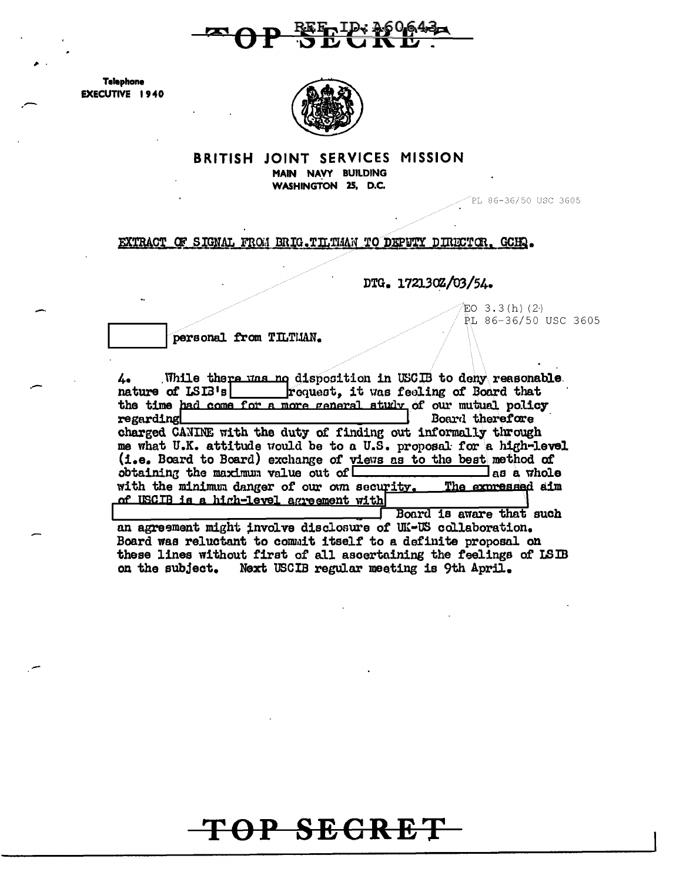TOP SECRET

REF ID: A60643

Telephone
EXECUTIVE 1940

**BRITISH JOINT SERVICES MISSION**
MAIN NAVY BUILDING
WASHINGTON 25, D.C.

PL 86-36/50 USC 3605

EXTRACT OF SIGNAL FROM BRIG. TILTMAN TO DEPUTY DIRECTOR, GCHQ.

DTG. 172130Z/03/54.

EO 3.3(h)(2)
PL 86-36/50 USC 3605

[REDACTED] personal from TILTMAN.

4. While there was no disposition in USCIB to deny reasonable nature of LSIB's [REDACTED] request, it was feeling of Board that the time had come for a more general study of our mutual policy regarding [REDACTED] Board therefore charged CANINE with the duty of finding out informally through me what U.K. attitude would be to a U.S. proposal for a high-level (i.e. Board to Board) exchange of views as to the best method of obtaining the maximum value out of [REDACTED] as a whole with the minimum danger of our own security. The expressed aim of USCIB is a high-level agreement with [REDACTED] Board is aware that such an agreement might involve disclosure of UK-US collaboration. Board was reluctant to commit itself to a definite proposal on these lines without first of all ascertaining the feelings of LSIB on the subject. Next USCIB regular meeting is 9th April.

TOP SECRET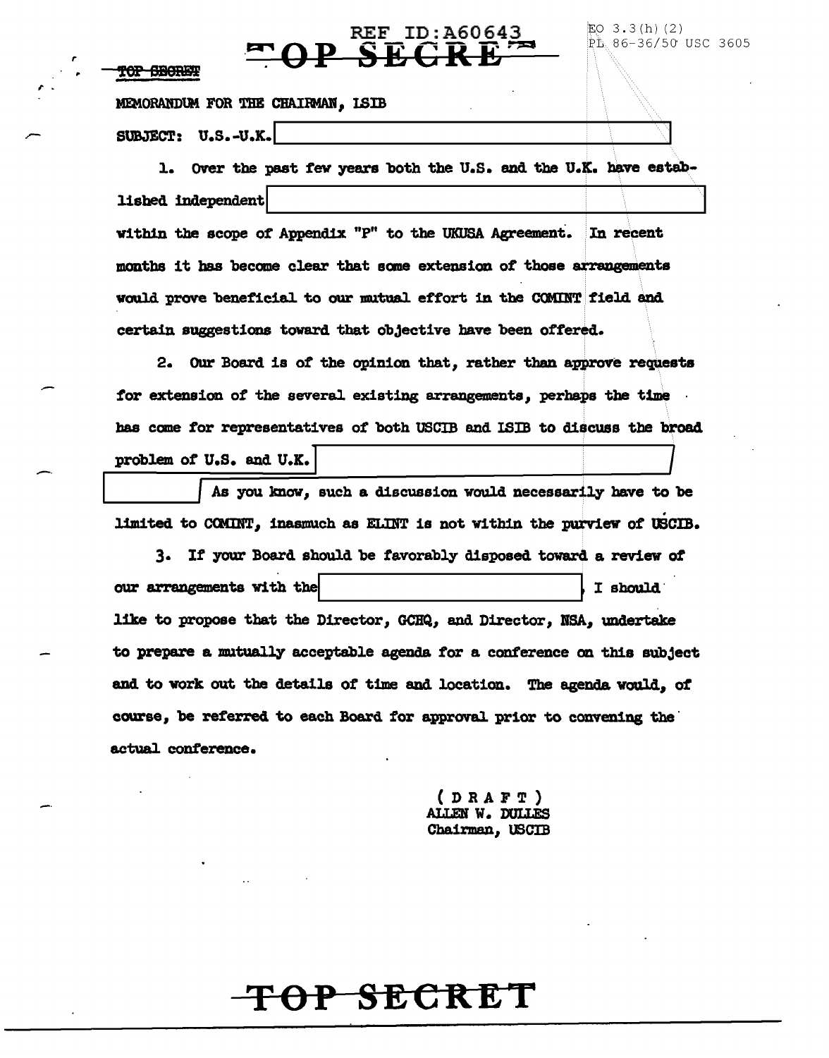REF ID:A60643

TOP SECRET

EO 3.3(h)(2)
PL 86-36/50 USC 3605

TOP SECRET

MEMORANDUM FOR THE CHAIRMAN, ISIB

SUBJECT: U.S.-U.K. [redacted]

1. Over the past few years both the U.S. and the U.K. have established independent [redacted] within the scope of Appendix "P" to the UKUSA Agreement. In recent months it has become clear that some extension of those arrangements would prove beneficial to our mutual effort in the COMINT field and certain suggestions toward that objective have been offered.

2. Our Board is of the opinion that, rather than approve requests for extension of the several existing arrangements, perhaps the time has come for representatives of both USCIB and ISIB to discuss the broad problem of U.S. and U.K. [redacted] As you know, such a discussion would necessarily have to be limited to COMINT, inasmuch as ELINT is not within the purview of USCIB.

3. If your Board should be favorably disposed toward a review of our arrangements with the [redacted], I should like to propose that the Director, GCHQ, and Director, NSA, undertake to prepare a mutually acceptable agenda for a conference on this subject and to work out the details of time and location. The agenda would, of course, be referred to each Board for approval prior to convening the actual conference.

(DRAFT)
ALLEN W. DULLES
Chairman, USCIB

TOP SECRET